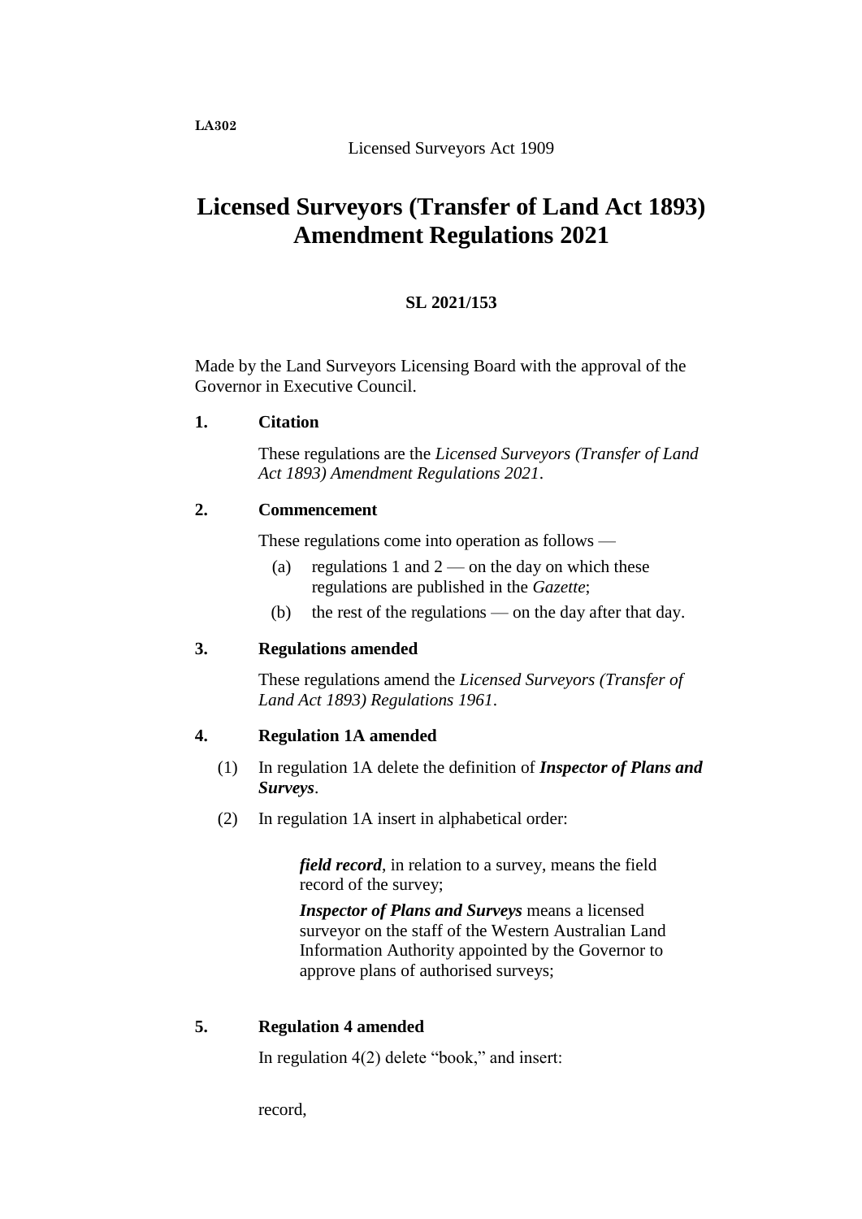**LA302**

Licensed Surveyors Act 1909

# Licensed Surveyors (Transfer of Land Act 1893) Amendment Regulations 2021

**SL 2021/153**

Made by the Land Surveyors Licensing Board with the approval of the Governor in Executive Council.

## 1. Citation

These regulations are the *Licensed Surveyors (Transfer of Land Act 1893) Amendment Regulations 2021*.

## 2. Commencement

These regulations come into operation as follows —

(a) regulations 1 and 2 — on the day on which these regulations are published in the *Gazette*;

(b) the rest of the regulations — on the day after that day.

## 3. Regulations amended

These regulations amend the *Licensed Surveyors (Transfer of Land Act 1893) Regulations 1961*.

## 4. Regulation 1A amended

(1) In regulation 1A delete the definition of ***Inspector of Plans and Surveys***.

(2) In regulation 1A insert in alphabetical order:

> ***field record***, in relation to a survey, means the field record of the survey;
>
> ***Inspector of Plans and Surveys*** means a licensed surveyor on the staff of the Western Australian Land Information Authority appointed by the Governor to approve plans of authorised surveys;

## 5. Regulation 4 amended

In regulation 4(2) delete "book," and insert:

> record,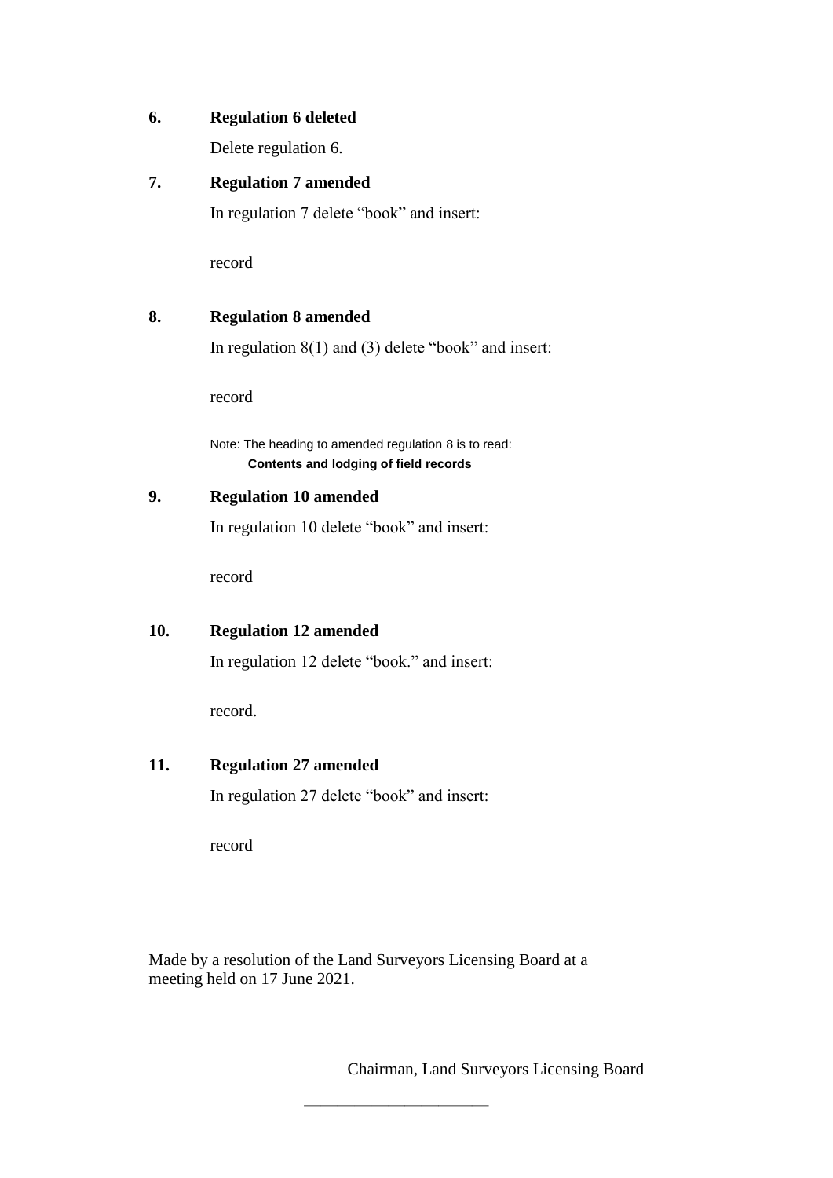**6. Regulation 6 deleted**

Delete regulation 6.

**7. Regulation 7 amended**

In regulation 7 delete "book" and insert:

record

**8. Regulation 8 amended**

In regulation 8(1) and (3) delete "book" and insert:

record

Note: The heading to amended regulation 8 is to read:
**Contents and lodging of field records**

**9. Regulation 10 amended**

In regulation 10 delete "book" and insert:

record

**10. Regulation 12 amended**

In regulation 12 delete "book." and insert:

record.

**11. Regulation 27 amended**

In regulation 27 delete "book" and insert:

record

Made by a resolution of the Land Surveyors Licensing Board at a meeting held on 17 June 2021.

Chairman, Land Surveyors Licensing Board